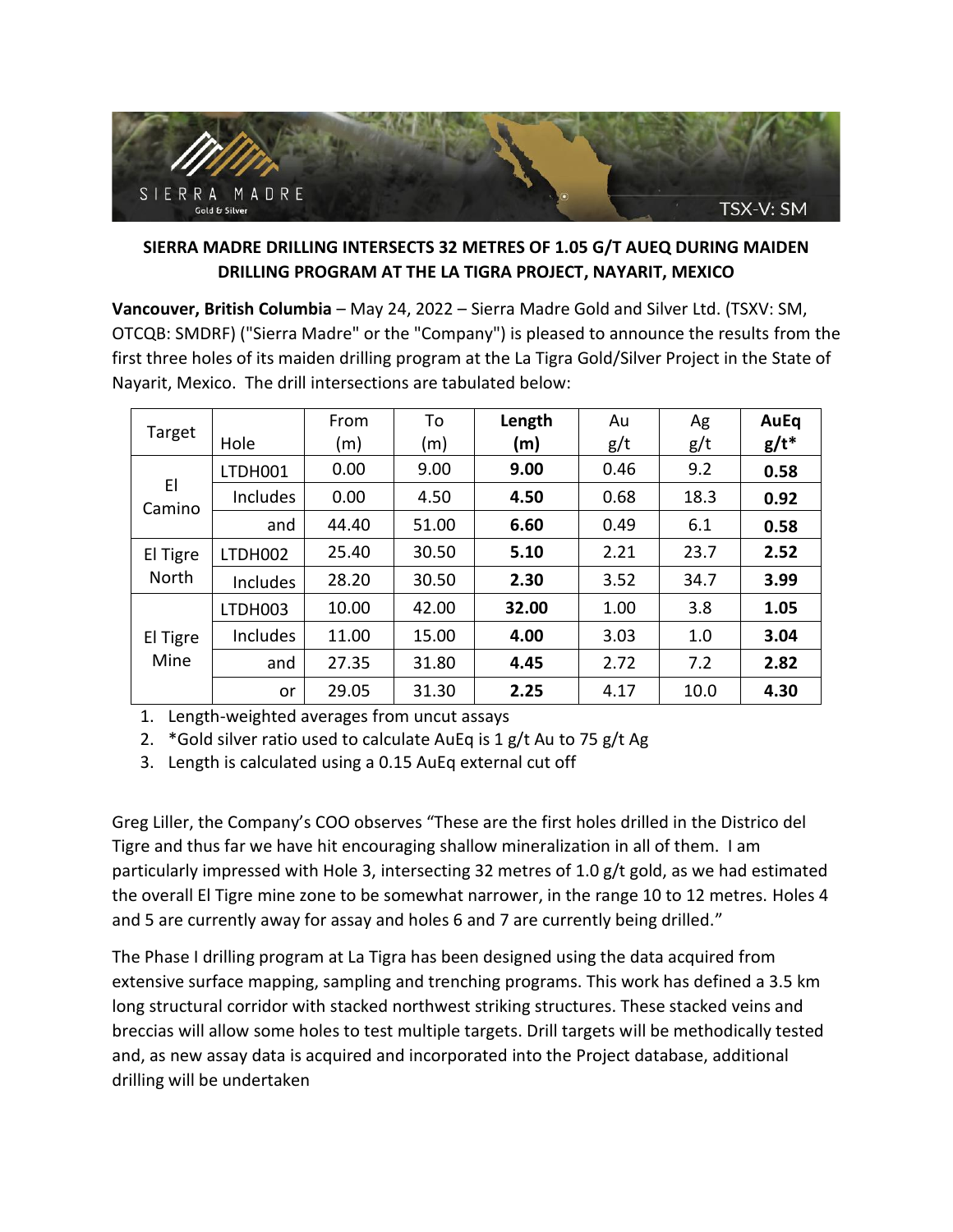# SIERRA MADRE DRILLING INTERSECTS 32 METRES OF 1.05 G/T AUEQ DURING MAIDEN DRILLING PROGRAM AT THE LA TIGRA PROJECT, NAYARIT, MEXICO

**Vancouver, British Columbia** – May 24, 2022 – Sierra Madre Gold and Silver Ltd. (TSXV: SM, OTCQB: SMDRF) ("Sierra Madre" or the "Company") is pleased to announce the results from the first three holes of its maiden drilling program at the La Tigra Gold/Silver Project in the State of Nayarit, Mexico. The drill intersections are tabulated below:

| Target | Hole | From (m) | To (m) | **Length (m)** | Au g/t | Ag g/t | **AuEq g/t*** |
|---|---|---|---|---|---|---|---|
| El Camino | LTDH001 | 0.00 | 9.00 | **9.00** | 0.46 | 9.2 | **0.58** |
| | Includes | 0.00 | 4.50 | **4.50** | 0.68 | 18.3 | **0.92** |
| | and | 44.40 | 51.00 | **6.60** | 0.49 | 6.1 | **0.58** |
| El Tigre North | LTDH002 | 25.40 | 30.50 | **5.10** | 2.21 | 23.7 | **2.52** |
| | Includes | 28.20 | 30.50 | **2.30** | 3.52 | 34.7 | **3.99** |
| El Tigre Mine | LTDH003 | 10.00 | 42.00 | **32.00** | 1.00 | 3.8 | **1.05** |
| | Includes | 11.00 | 15.00 | **4.00** | 3.03 | 1.0 | **3.04** |
| | and | 27.35 | 31.80 | **4.45** | 2.72 | 7.2 | **2.82** |
| | or | 29.05 | 31.30 | **2.25** | 4.17 | 10.0 | **4.30** |

1. Length-weighted averages from uncut assays
2. *Gold silver ratio used to calculate AuEq is 1 g/t Au to 75 g/t Ag
3. Length is calculated using a 0.15 AuEq external cut off

Greg Liller, the Company's COO observes "These are the first holes drilled in the Districo del Tigre and thus far we have hit encouraging shallow mineralization in all of them. I am particularly impressed with Hole 3, intersecting 32 metres of 1.0 g/t gold, as we had estimated the overall El Tigre mine zone to be somewhat narrower, in the range 10 to 12 metres. Holes 4 and 5 are currently away for assay and holes 6 and 7 are currently being drilled."

The Phase I drilling program at La Tigra has been designed using the data acquired from extensive surface mapping, sampling and trenching programs. This work has defined a 3.5 km long structural corridor with stacked northwest striking structures. These stacked veins and breccias will allow some holes to test multiple targets. Drill targets will be methodically tested and, as new assay data is acquired and incorporated into the Project database, additional drilling will be undertaken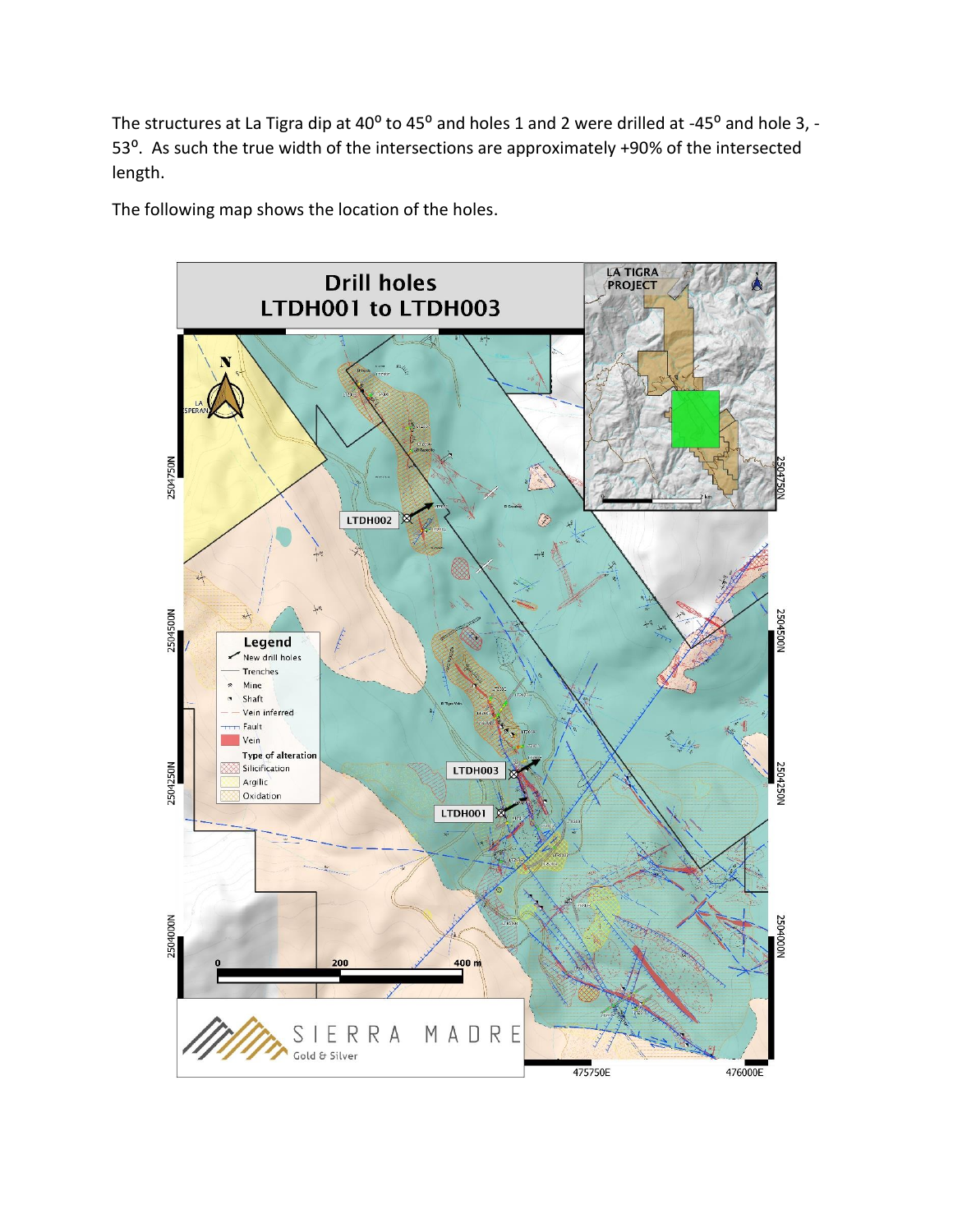The structures at La Tigra dip at $40^{o}$ to $45^{o}$ and holes 1 and 2 were drilled at $-45^{o}$ and hole 3, $-53^{o}$. As such the true width of the intersections are approximately +90% of the intersected length.

The following map shows the location of the holes.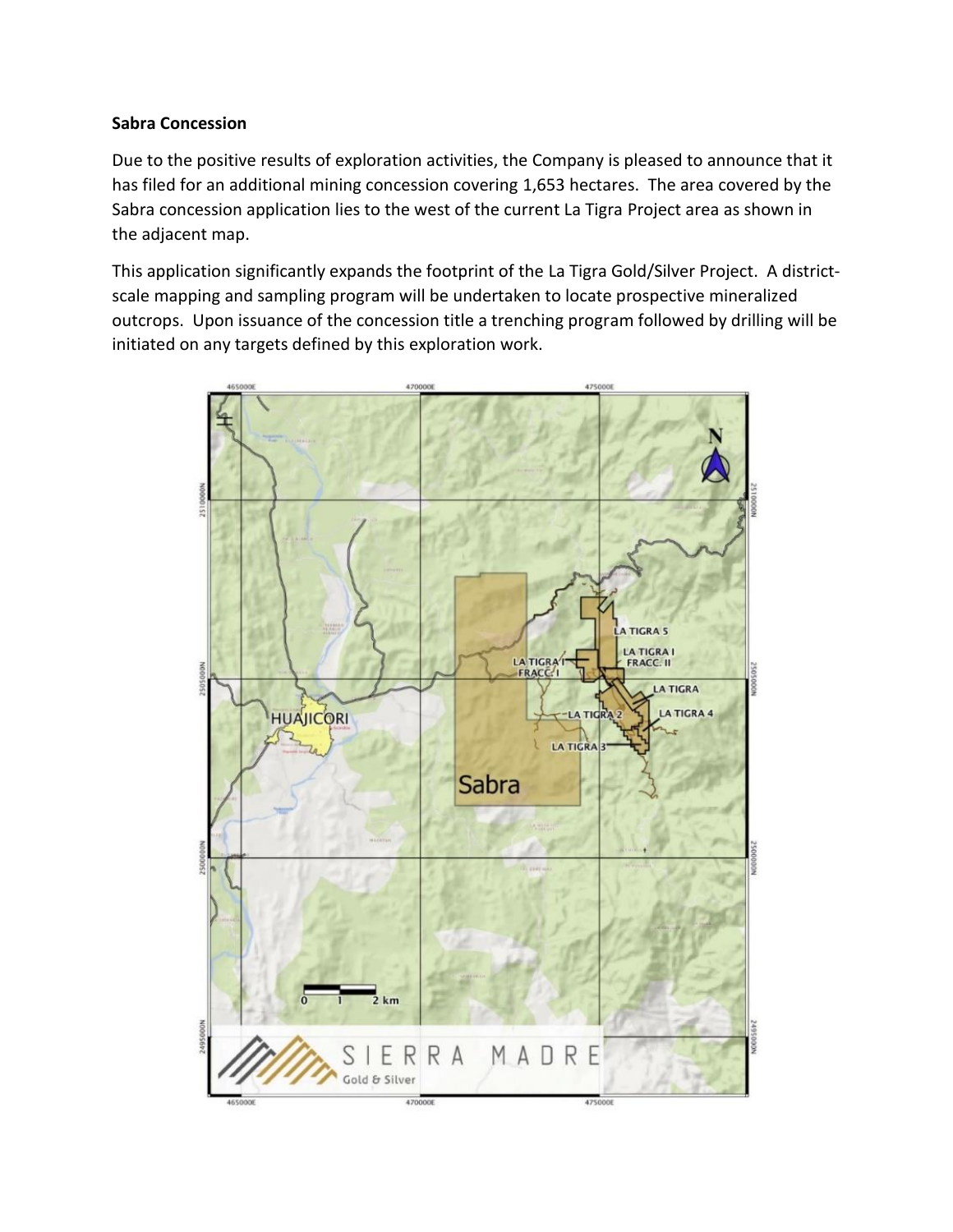**Sabra Concession**

Due to the positive results of exploration activities, the Company is pleased to announce that it has filed for an additional mining concession covering 1,653 hectares. The area covered by the Sabra concession application lies to the west of the current La Tigra Project area as shown in the adjacent map.

This application significantly expands the footprint of the La Tigra Gold/Silver Project. A district-scale mapping and sampling program will be undertaken to locate prospective mineralized outcrops. Upon issuance of the concession title a trenching program followed by drilling will be initiated on any targets defined by this exploration work.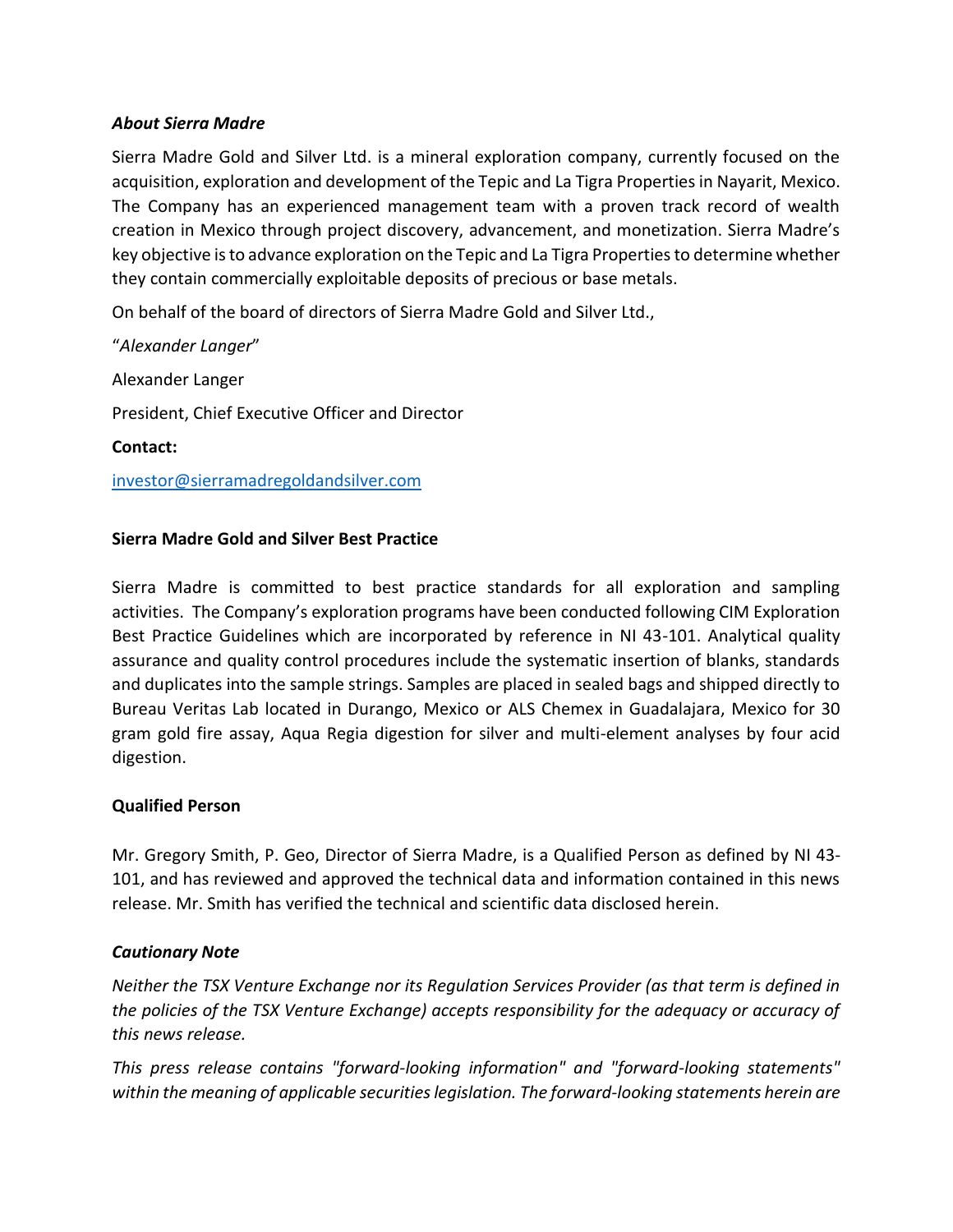### *About Sierra Madre*

Sierra Madre Gold and Silver Ltd. is a mineral exploration company, currently focused on the acquisition, exploration and development of the Tepic and La Tigra Properties in Nayarit, Mexico. The Company has an experienced management team with a proven track record of wealth creation in Mexico through project discovery, advancement, and monetization. Sierra Madre's key objective is to advance exploration on the Tepic and La Tigra Properties to determine whether they contain commercially exploitable deposits of precious or base metals.

On behalf of the board of directors of Sierra Madre Gold and Silver Ltd.,

"*Alexander Langer*"

Alexander Langer

President, Chief Executive Officer and Director

**Contact:**

investor@sierramadregoldandsilver.com

### Sierra Madre Gold and Silver Best Practice

Sierra Madre is committed to best practice standards for all exploration and sampling activities. The Company's exploration programs have been conducted following CIM Exploration Best Practice Guidelines which are incorporated by reference in NI 43-101. Analytical quality assurance and quality control procedures include the systematic insertion of blanks, standards and duplicates into the sample strings. Samples are placed in sealed bags and shipped directly to Bureau Veritas Lab located in Durango, Mexico or ALS Chemex in Guadalajara, Mexico for 30 gram gold fire assay, Aqua Regia digestion for silver and multi-element analyses by four acid digestion.

### Qualified Person

Mr. Gregory Smith, P. Geo, Director of Sierra Madre, is a Qualified Person as defined by NI 43-101, and has reviewed and approved the technical data and information contained in this news release. Mr. Smith has verified the technical and scientific data disclosed herein.

### *Cautionary Note*

*Neither the TSX Venture Exchange nor its Regulation Services Provider (as that term is defined in the policies of the TSX Venture Exchange) accepts responsibility for the adequacy or accuracy of this news release.*

*This press release contains "forward-looking information" and "forward-looking statements" within the meaning of applicable securities legislation. The forward-looking statements herein are*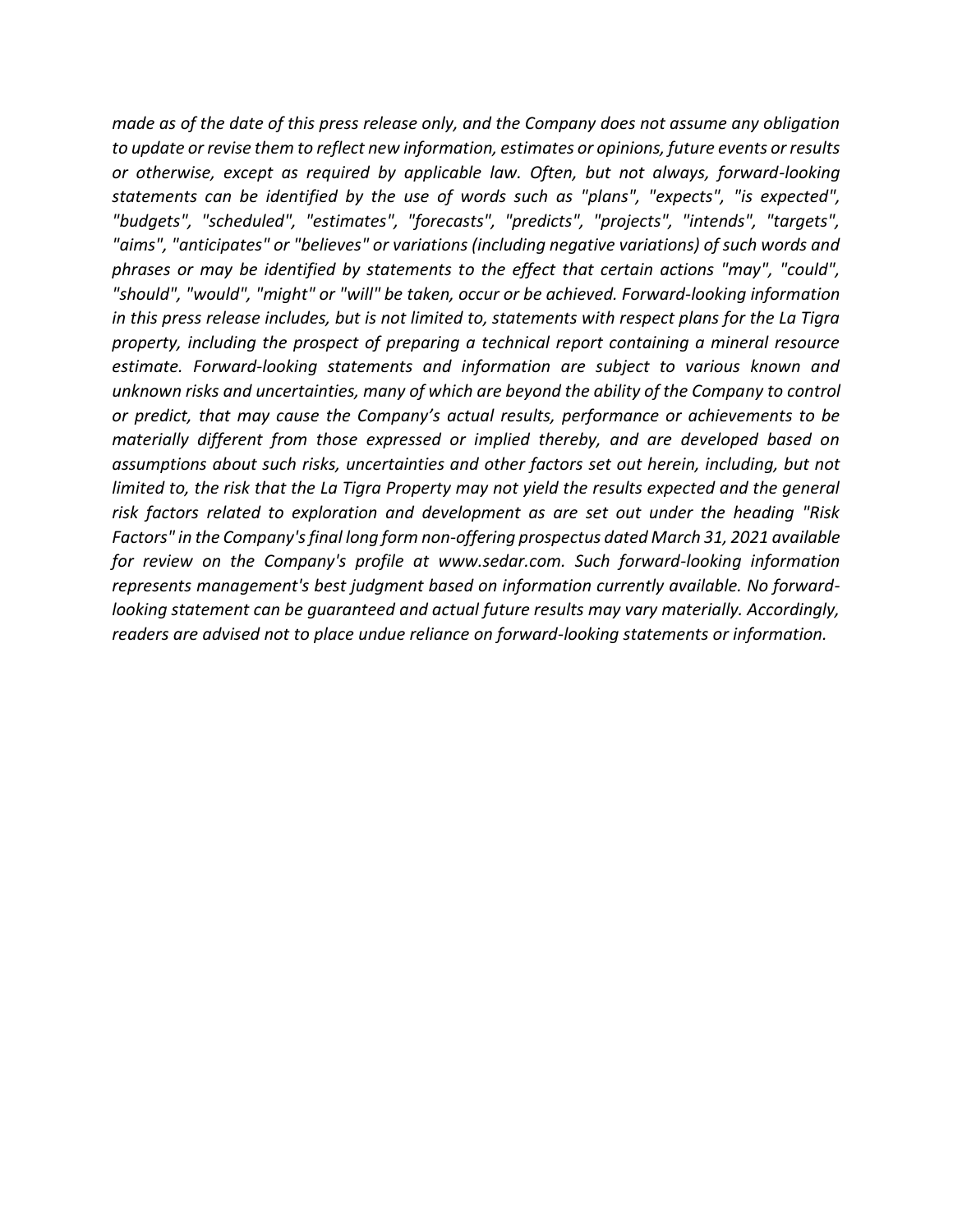*made as of the date of this press release only, and the Company does not assume any obligation to update or revise them to reflect new information, estimates or opinions, future events or results or otherwise, except as required by applicable law. Often, but not always, forward-looking statements can be identified by the use of words such as "plans", "expects", "is expected", "budgets", "scheduled", "estimates", "forecasts", "predicts", "projects", "intends", "targets", "aims", "anticipates" or "believes" or variations (including negative variations) of such words and phrases or may be identified by statements to the effect that certain actions "may", "could", "should", "would", "might" or "will" be taken, occur or be achieved. Forward-looking information in this press release includes, but is not limited to, statements with respect plans for the La Tigra property, including the prospect of preparing a technical report containing a mineral resource estimate. Forward-looking statements and information are subject to various known and unknown risks and uncertainties, many of which are beyond the ability of the Company to control or predict, that may cause the Company's actual results, performance or achievements to be materially different from those expressed or implied thereby, and are developed based on assumptions about such risks, uncertainties and other factors set out herein, including, but not limited to, the risk that the La Tigra Property may not yield the results expected and the general risk factors related to exploration and development as are set out under the heading "Risk Factors" in the Company's final long form non-offering prospectus dated March 31, 2021 available for review on the Company's profile at www.sedar.com. Such forward-looking information represents management's best judgment based on information currently available. No forward-looking statement can be guaranteed and actual future results may vary materially. Accordingly, readers are advised not to place undue reliance on forward-looking statements or information.*